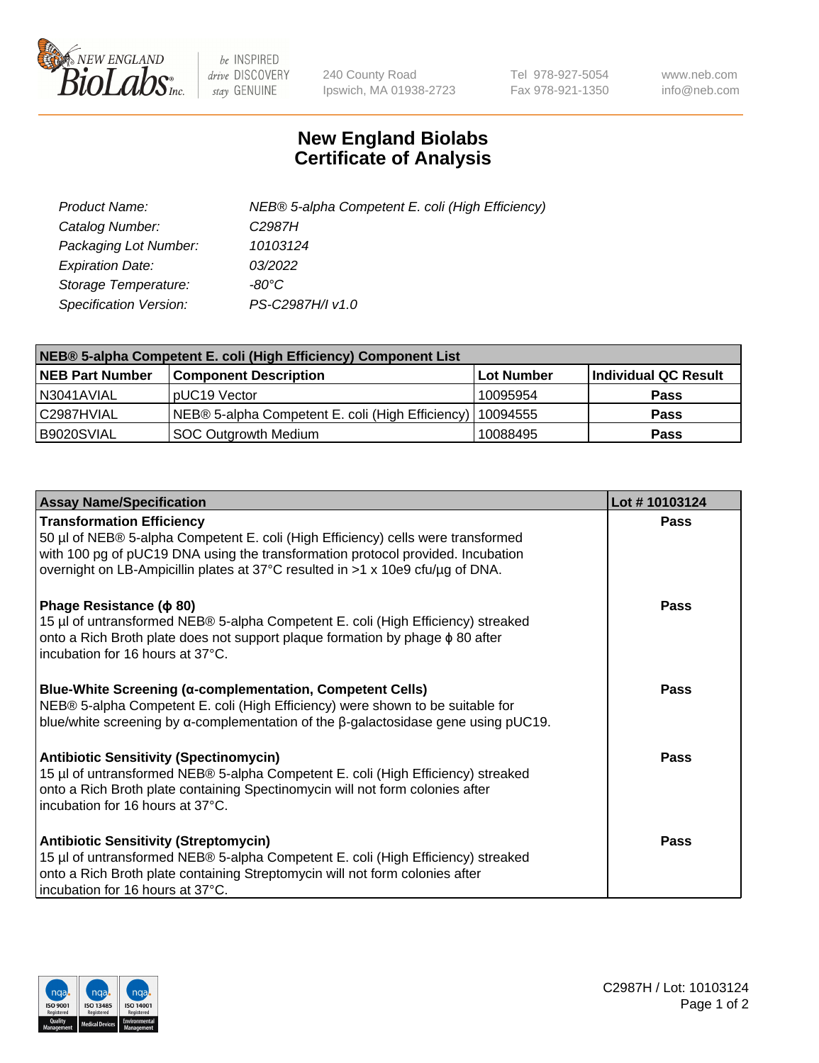# New England Biolabs Certificate of Analysis

| | |
|---|---|
| Product Name: | NEB® 5-alpha Competent E. coli (High Efficiency) |
| Catalog Number: | C2987H |
| Packaging Lot Number: | 10103124 |
| Expiration Date: | 03/2022 |
| Storage Temperature: | -80°C |
| Specification Version: | PS-C2987H/I v1.0 |

| NEB® 5-alpha Competent E. coli (High Efficiency) Component List | | | |
|---|---|---|---|
| **NEB Part Number** | **Component Description** | **Lot Number** | **Individual QC Result** |
| N3041AVIAL | pUC19 Vector | 10095954 | **Pass** |
| C2987HVIAL | NEB® 5-alpha Competent E. coli (High Efficiency) | 10094555 | **Pass** |
| B9020SVIAL | SOC Outgrowth Medium | 10088495 | **Pass** |

| Assay Name/Specification | Lot # 10103124 |
|---|---|
| **Transformation Efficiency**<br>50 µl of NEB® 5-alpha Competent E. coli (High Efficiency) cells were transformed with 100 pg of pUC19 DNA using the transformation protocol provided. Incubation overnight on LB-Ampicillin plates at 37°C resulted in >1 x 10e9 cfu/µg of DNA. | **Pass** |
| **Phage Resistance (ϕ 80)**<br>15 µl of untransformed NEB® 5-alpha Competent E. coli (High Efficiency) streaked onto a Rich Broth plate does not support plaque formation by phage ϕ 80 after incubation for 16 hours at 37°C. | **Pass** |
| **Blue-White Screening (α-complementation, Competent Cells)**<br>NEB® 5-alpha Competent E. coli (High Efficiency) were shown to be suitable for blue/white screening by α-complementation of the β-galactosidase gene using pUC19. | **Pass** |
| **Antibiotic Sensitivity (Spectinomycin)**<br>15 µl of untransformed NEB® 5-alpha Competent E. coli (High Efficiency) streaked onto a Rich Broth plate containing Spectinomycin will not form colonies after incubation for 16 hours at 37°C. | **Pass** |
| **Antibiotic Sensitivity (Streptomycin)**<br>15 µl of untransformed NEB® 5-alpha Competent E. coli (High Efficiency) streaked onto a Rich Broth plate containing Streptomycin will not form colonies after incubation for 16 hours at 37°C. | **Pass** |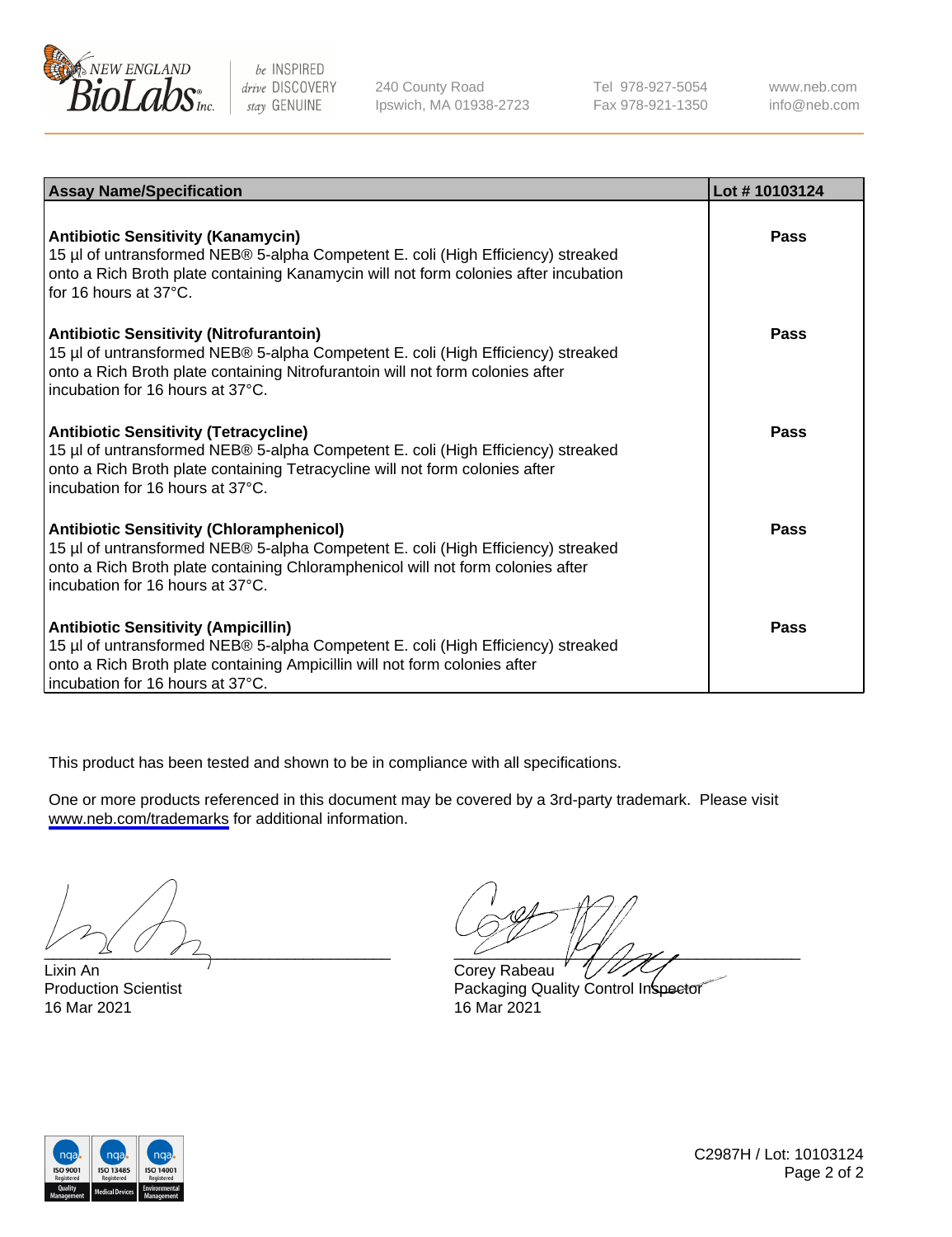| Assay Name/Specification | Lot # 10103124 |
| --- | --- |
| **Antibiotic Sensitivity (Kanamycin)**<br>15 µl of untransformed NEB® 5-alpha Competent E. coli (High Efficiency) streaked onto a Rich Broth plate containing Kanamycin will not form colonies after incubation for 16 hours at 37°C. | **Pass** |
| **Antibiotic Sensitivity (Nitrofurantoin)**<br>15 µl of untransformed NEB® 5-alpha Competent E. coli (High Efficiency) streaked onto a Rich Broth plate containing Nitrofurantoin will not form colonies after incubation for 16 hours at 37°C. | **Pass** |
| **Antibiotic Sensitivity (Tetracycline)**<br>15 µl of untransformed NEB® 5-alpha Competent E. coli (High Efficiency) streaked onto a Rich Broth plate containing Tetracycline will not form colonies after incubation for 16 hours at 37°C. | **Pass** |
| **Antibiotic Sensitivity (Chloramphenicol)**<br>15 µl of untransformed NEB® 5-alpha Competent E. coli (High Efficiency) streaked onto a Rich Broth plate containing Chloramphenicol will not form colonies after incubation for 16 hours at 37°C. | **Pass** |
| **Antibiotic Sensitivity (Ampicillin)**<br>15 µl of untransformed NEB® 5-alpha Competent E. coli (High Efficiency) streaked onto a Rich Broth plate containing Ampicillin will not form colonies after incubation for 16 hours at 37°C. | **Pass** |

This product has been tested and shown to be in compliance with all specifications.

One or more products referenced in this document may be covered by a 3rd-party trademark. Please visit www.neb.com/trademarks for additional information.

Lixin An
Production Scientist
16 Mar 2021

Corey Rabeau
Packaging Quality Control Inspector
16 Mar 2021

C2987H / Lot: 10103124